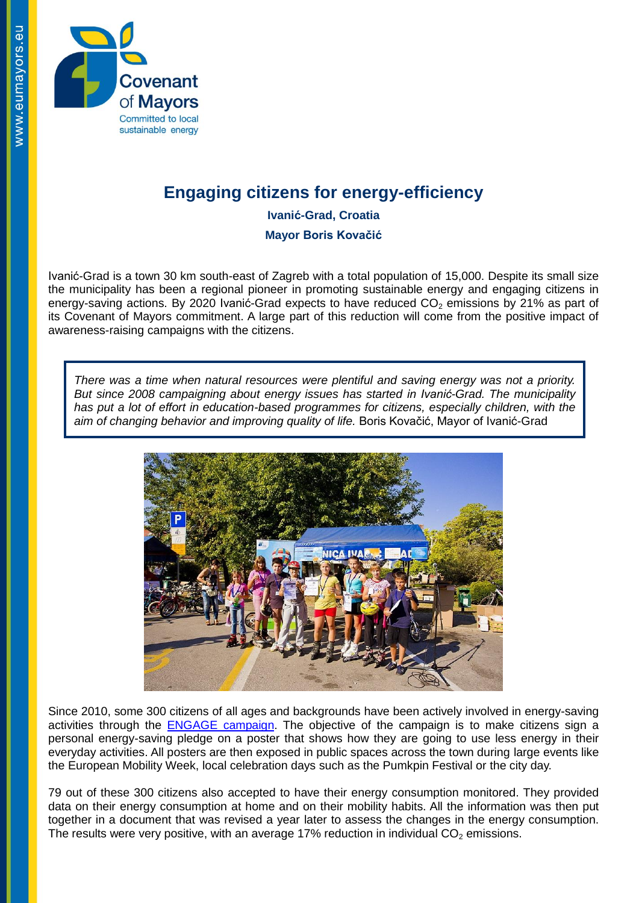# Engaging citizens for energy-efficiency

**Ivanić-Grad, Croatia**

**Mayor Boris Kovačić**

Ivanić-Grad is a town 30 km south-east of Zagreb with a total population of 15,000. Despite its small size the municipality has been a regional pioneer in promoting sustainable energy and engaging citizens in energy-saving actions. By 2020 Ivanić-Grad expects to have reduced $CO_2$ emissions by 21% as part of its Covenant of Mayors commitment. A large part of this reduction will come from the positive impact of awareness-raising campaigns with the citizens.

> *There was a time when natural resources were plentiful and saving energy was not a priority. But since 2008 campaigning about energy issues has started in Ivanić-Grad. The municipality has put a lot of effort in education-based programmes for citizens, especially children, with the aim of changing behavior and improving quality of life.* Boris Kovačić, Mayor of Ivanić-Grad

Since 2010, some 300 citizens of all ages and backgrounds have been actively involved in energy-saving activities through the ENGAGE campaign. The objective of the campaign is to make citizens sign a personal energy-saving pledge on a poster that shows how they are going to use less energy in their everyday activities. All posters are then exposed in public spaces across the town during large events like the European Mobility Week, local celebration days such as the Pumkpin Festival or the city day.

79 out of these 300 citizens also accepted to have their energy consumption monitored. They provided data on their energy consumption at home and on their mobility habits. All the information was then put together in a document that was revised a year later to assess the changes in the energy consumption. The results were very positive, with an average 17% reduction in individual $CO_2$ emissions.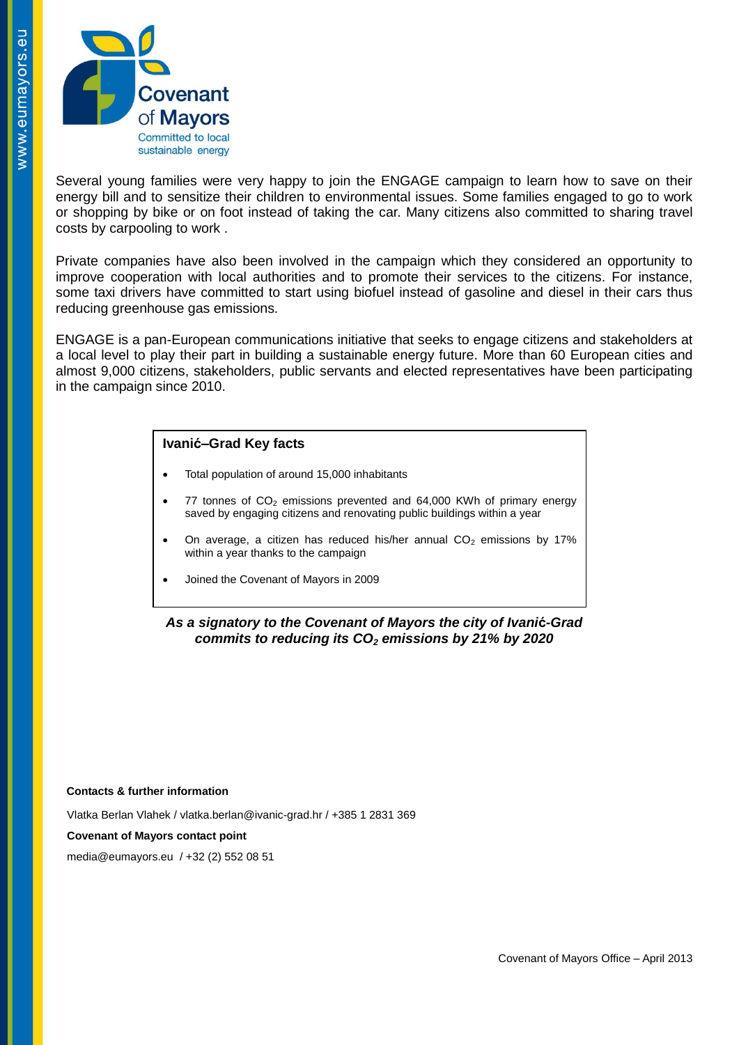Several young families were very happy to join the ENGAGE campaign to learn how to save on their energy bill and to sensitize their children to environmental issues. Some families engaged to go to work or shopping by bike or on foot instead of taking the car. Many citizens also committed to sharing travel costs by carpooling to work .

Private companies have also been involved in the campaign which they considered an opportunity to improve cooperation with local authorities and to promote their services to the citizens. For instance, some taxi drivers have committed to start using biofuel instead of gasoline and diesel in their cars thus reducing greenhouse gas emissions.

ENGAGE is a pan-European communications initiative that seeks to engage citizens and stakeholders at a local level to play their part in building a sustainable energy future. More than 60 European cities and almost 9,000 citizens, stakeholders, public servants and elected representatives have been participating in the campaign since 2010.

**Ivanić–Grad Key facts**

- Total population of around 15,000 inhabitants
- 77 tonnes of $CO_2$ emissions prevented and 64,000 KWh of primary energy saved by engaging citizens and renovating public buildings within a year
- On average, a citizen has reduced his/her annual $CO_2$ emissions by 17% within a year thanks to the campaign
- Joined the Covenant of Mayors in 2009

***As a signatory to the Covenant of Mayors the city of Ivanić-Grad commits to reducing its $CO_2$ emissions by 21% by 2020***

**Contacts & further information**

Vlatka Berlan Vlahek / vlatka.berlan@ivanic-grad.hr / +385 1 2831 369

**Covenant of Mayors contact point**

media@eumayors.eu / +32 (2) 552 08 51

Covenant of Mayors Office – April 2013